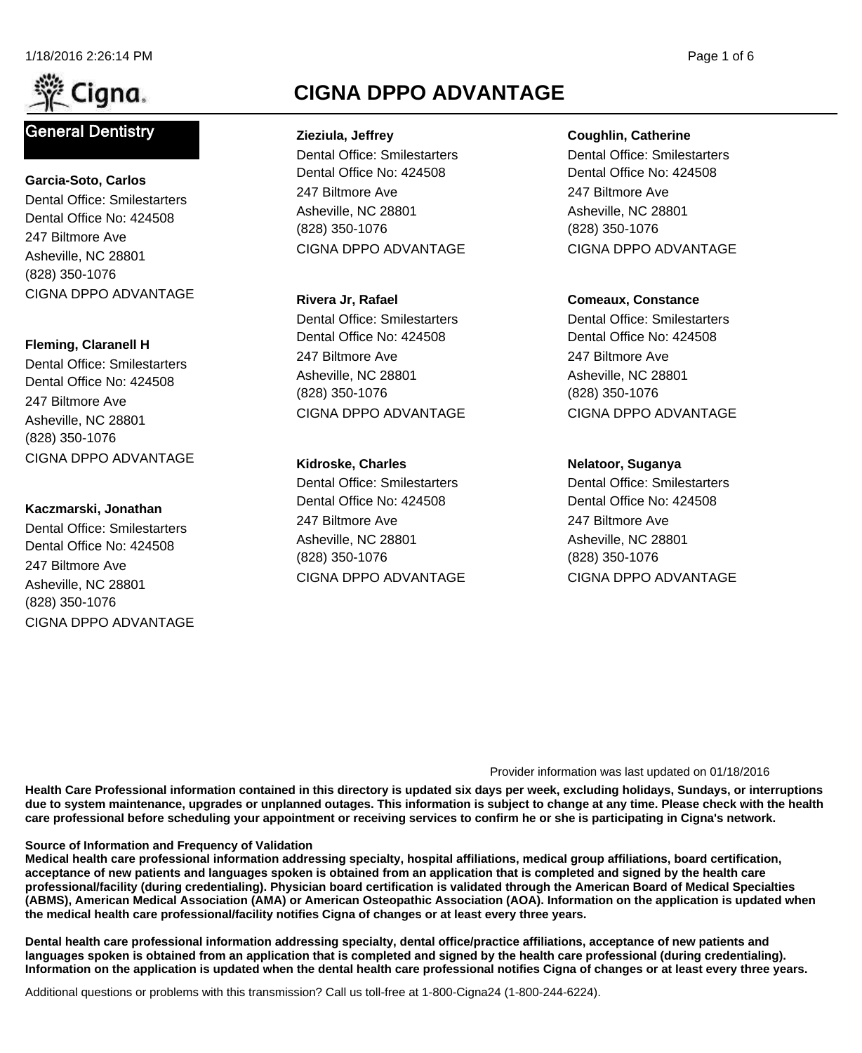# CIGNA DPPO ADVANTAGE

## General Dentistry

**Garcia-Soto, Carlos**
Dental Office: Smilestarters
Dental Office No: 424508
247 Biltmore Ave
Asheville, NC 28801
(828) 350-1076
CIGNA DPPO ADVANTAGE

**Fleming, Claranell H**
Dental Office: Smilestarters
Dental Office No: 424508
247 Biltmore Ave
Asheville, NC 28801
(828) 350-1076
CIGNA DPPO ADVANTAGE

**Kaczmarski, Jonathan**
Dental Office: Smilestarters
Dental Office No: 424508
247 Biltmore Ave
Asheville, NC 28801
(828) 350-1076
CIGNA DPPO ADVANTAGE

**Zieziula, Jeffrey**
Dental Office: Smilestarters
Dental Office No: 424508
247 Biltmore Ave
Asheville, NC 28801
(828) 350-1076
CIGNA DPPO ADVANTAGE

**Rivera Jr, Rafael**
Dental Office: Smilestarters
Dental Office No: 424508
247 Biltmore Ave
Asheville, NC 28801
(828) 350-1076
CIGNA DPPO ADVANTAGE

**Kidroske, Charles**
Dental Office: Smilestarters
Dental Office No: 424508
247 Biltmore Ave
Asheville, NC 28801
(828) 350-1076
CIGNA DPPO ADVANTAGE

**Coughlin, Catherine**
Dental Office: Smilestarters
Dental Office No: 424508
247 Biltmore Ave
Asheville, NC 28801
(828) 350-1076
CIGNA DPPO ADVANTAGE

**Comeaux, Constance**
Dental Office: Smilestarters
Dental Office No: 424508
247 Biltmore Ave
Asheville, NC 28801
(828) 350-1076
CIGNA DPPO ADVANTAGE

**Nelatoor, Suganya**
Dental Office: Smilestarters
Dental Office No: 424508
247 Biltmore Ave
Asheville, NC 28801
(828) 350-1076
CIGNA DPPO ADVANTAGE

Provider information was last updated on 01/18/2016

**Health Care Professional information contained in this directory is updated six days per week, excluding holidays, Sundays, or interruptions due to system maintenance, upgrades or unplanned outages. This information is subject to change at any time. Please check with the health care professional before scheduling your appointment or receiving services to confirm he or she is participating in Cigna's network.**

**Source of Information and Frequency of Validation**
**Medical health care professional information addressing specialty, hospital affiliations, medical group affiliations, board certification, acceptance of new patients and languages spoken is obtained from an application that is completed and signed by the health care professional/facility (during credentialing). Physician board certification is validated through the American Board of Medical Specialties (ABMS), American Medical Association (AMA) or American Osteopathic Association (AOA). Information on the application is updated when the medical health care professional/facility notifies Cigna of changes or at least every three years.**

**Dental health care professional information addressing specialty, dental office/practice affiliations, acceptance of new patients and languages spoken is obtained from an application that is completed and signed by the health care professional (during credentialing). Information on the application is updated when the dental health care professional notifies Cigna of changes or at least every three years.**

Additional questions or problems with this transmission? Call us toll-free at 1-800-Cigna24 (1-800-244-6224).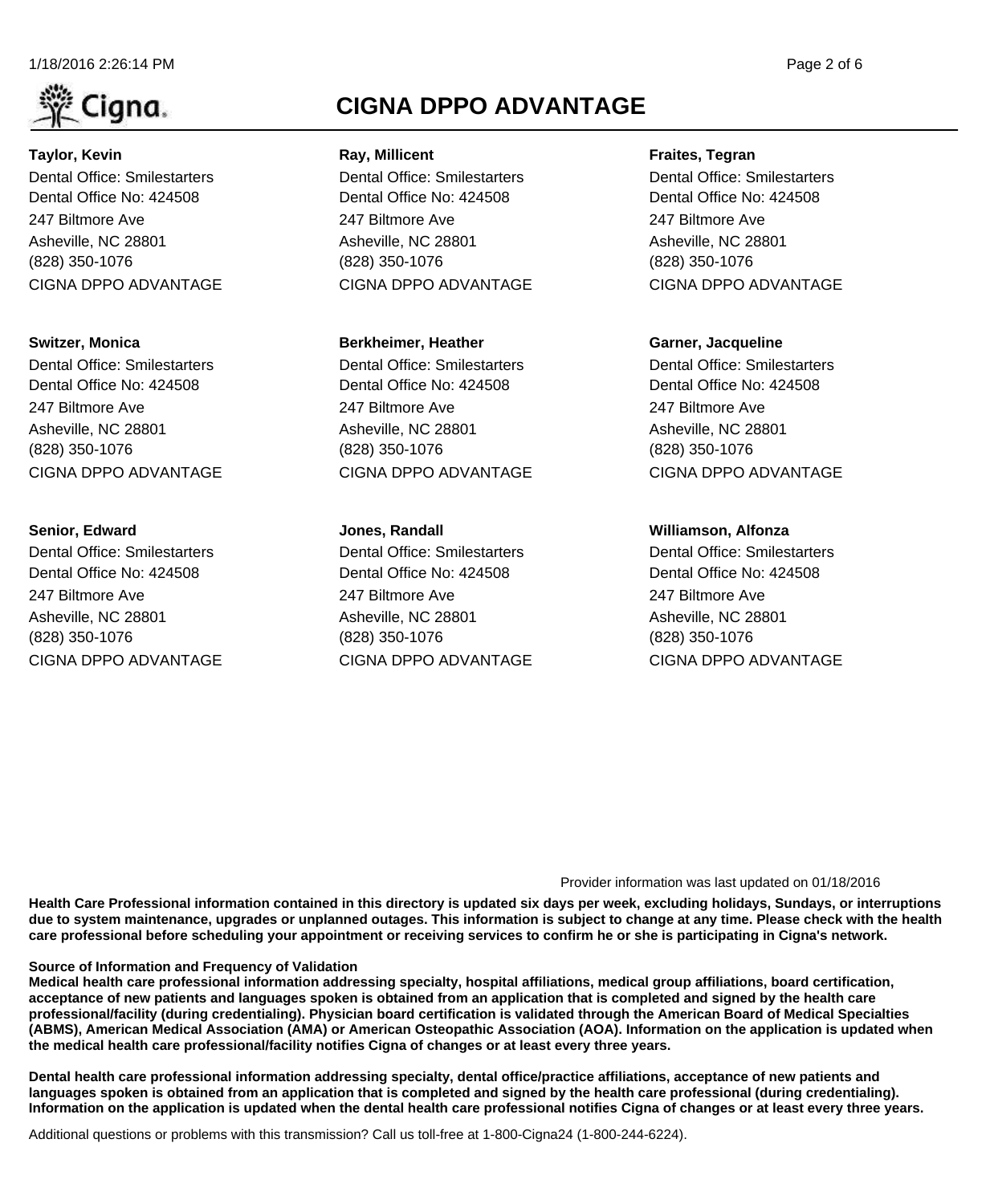# CIGNA DPPO ADVANTAGE

**Taylor, Kevin**
Dental Office: Smilestarters
Dental Office No: 424508
247 Biltmore Ave
Asheville, NC 28801
(828) 350-1076
CIGNA DPPO ADVANTAGE

**Ray, Millicent**
Dental Office: Smilestarters
Dental Office No: 424508
247 Biltmore Ave
Asheville, NC 28801
(828) 350-1076
CIGNA DPPO ADVANTAGE

**Fraites, Tegran**
Dental Office: Smilestarters
Dental Office No: 424508
247 Biltmore Ave
Asheville, NC 28801
(828) 350-1076
CIGNA DPPO ADVANTAGE

**Switzer, Monica**
Dental Office: Smilestarters
Dental Office No: 424508
247 Biltmore Ave
Asheville, NC 28801
(828) 350-1076
CIGNA DPPO ADVANTAGE

**Berkheimer, Heather**
Dental Office: Smilestarters
Dental Office No: 424508
247 Biltmore Ave
Asheville, NC 28801
(828) 350-1076
CIGNA DPPO ADVANTAGE

**Garner, Jacqueline**
Dental Office: Smilestarters
Dental Office No: 424508
247 Biltmore Ave
Asheville, NC 28801
(828) 350-1076
CIGNA DPPO ADVANTAGE

**Senior, Edward**
Dental Office: Smilestarters
Dental Office No: 424508
247 Biltmore Ave
Asheville, NC 28801
(828) 350-1076
CIGNA DPPO ADVANTAGE

**Jones, Randall**
Dental Office: Smilestarters
Dental Office No: 424508
247 Biltmore Ave
Asheville, NC 28801
(828) 350-1076
CIGNA DPPO ADVANTAGE

**Williamson, Alfonza**
Dental Office: Smilestarters
Dental Office No: 424508
247 Biltmore Ave
Asheville, NC 28801
(828) 350-1076
CIGNA DPPO ADVANTAGE

Provider information was last updated on 01/18/2016

**Health Care Professional information contained in this directory is updated six days per week, excluding holidays, Sundays, or interruptions due to system maintenance, upgrades or unplanned outages. This information is subject to change at any time. Please check with the health care professional before scheduling your appointment or receiving services to confirm he or she is participating in Cigna's network.**

**Source of Information and Frequency of Validation**
**Medical health care professional information addressing specialty, hospital affiliations, medical group affiliations, board certification, acceptance of new patients and languages spoken is obtained from an application that is completed and signed by the health care professional/facility (during credentialing). Physician board certification is validated through the American Board of Medical Specialties (ABMS), American Medical Association (AMA) or American Osteopathic Association (AOA). Information on the application is updated when the medical health care professional/facility notifies Cigna of changes or at least every three years.**

**Dental health care professional information addressing specialty, dental office/practice affiliations, acceptance of new patients and languages spoken is obtained from an application that is completed and signed by the health care professional (during credentialing). Information on the application is updated when the dental health care professional notifies Cigna of changes or at least every three years.**

Additional questions or problems with this transmission? Call us toll-free at 1-800-Cigna24 (1-800-244-6224).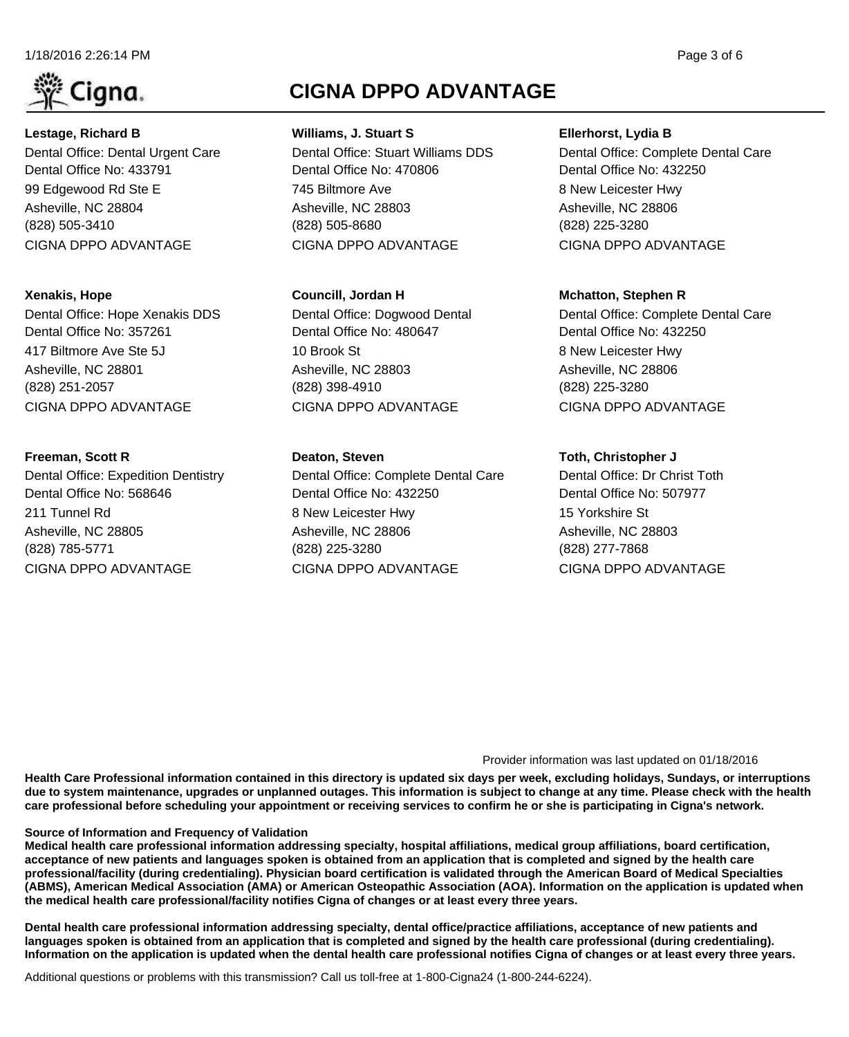# CIGNA DPPO ADVANTAGE

**Lestage, Richard B**
Dental Office: Dental Urgent Care
Dental Office No: 433791
99 Edgewood Rd Ste E
Asheville, NC 28804
(828) 505-3410
CIGNA DPPO ADVANTAGE

**Xenakis, Hope**
Dental Office: Hope Xenakis DDS
Dental Office No: 357261
417 Biltmore Ave Ste 5J
Asheville, NC 28801
(828) 251-2057
CIGNA DPPO ADVANTAGE

**Freeman, Scott R**
Dental Office: Expedition Dentistry
Dental Office No: 568646
211 Tunnel Rd
Asheville, NC 28805
(828) 785-5771
CIGNA DPPO ADVANTAGE

**Williams, J. Stuart S**
Dental Office: Stuart Williams DDS
Dental Office No: 470806
745 Biltmore Ave
Asheville, NC 28803
(828) 505-8680
CIGNA DPPO ADVANTAGE

**Councill, Jordan H**
Dental Office: Dogwood Dental
Dental Office No: 480647
10 Brook St
Asheville, NC 28803
(828) 398-4910
CIGNA DPPO ADVANTAGE

**Deaton, Steven**
Dental Office: Complete Dental Care
Dental Office No: 432250
8 New Leicester Hwy
Asheville, NC 28806
(828) 225-3280
CIGNA DPPO ADVANTAGE

**Ellerhorst, Lydia B**
Dental Office: Complete Dental Care
Dental Office No: 432250
8 New Leicester Hwy
Asheville, NC 28806
(828) 225-3280
CIGNA DPPO ADVANTAGE

**Mchatton, Stephen R**
Dental Office: Complete Dental Care
Dental Office No: 432250
8 New Leicester Hwy
Asheville, NC 28806
(828) 225-3280
CIGNA DPPO ADVANTAGE

**Toth, Christopher J**
Dental Office: Dr Christ Toth
Dental Office No: 507977
15 Yorkshire St
Asheville, NC 28803
(828) 277-7868
CIGNA DPPO ADVANTAGE

Provider information was last updated on 01/18/2016

**Health Care Professional information contained in this directory is updated six days per week, excluding holidays, Sundays, or interruptions due to system maintenance, upgrades or unplanned outages. This information is subject to change at any time. Please check with the health care professional before scheduling your appointment or receiving services to confirm he or she is participating in Cigna's network.**

**Source of Information and Frequency of Validation**
**Medical health care professional information addressing specialty, hospital affiliations, medical group affiliations, board certification, acceptance of new patients and languages spoken is obtained from an application that is completed and signed by the health care professional/facility (during credentialing). Physician board certification is validated through the American Board of Medical Specialties (ABMS), American Medical Association (AMA) or American Osteopathic Association (AOA). Information on the application is updated when the medical health care professional/facility notifies Cigna of changes or at least every three years.**

**Dental health care professional information addressing specialty, dental office/practice affiliations, acceptance of new patients and languages spoken is obtained from an application that is completed and signed by the health care professional (during credentialing). Information on the application is updated when the dental health care professional notifies Cigna of changes or at least every three years.**

Additional questions or problems with this transmission? Call us toll-free at 1-800-Cigna24 (1-800-244-6224).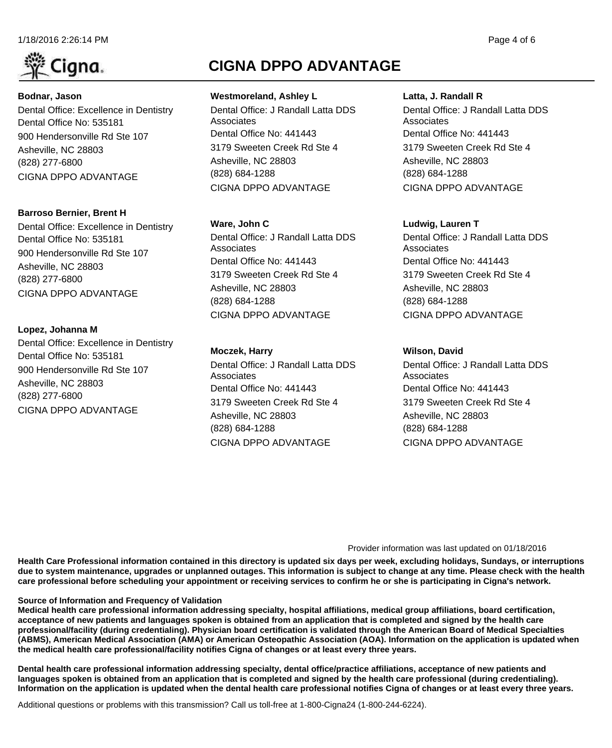# CIGNA DPPO ADVANTAGE

**Bodnar, Jason**
Dental Office: Excellence in Dentistry
Dental Office No: 535181
900 Hendersonville Rd Ste 107
Asheville, NC 28803
(828) 277-6800
CIGNA DPPO ADVANTAGE

**Barroso Bernier, Brent H**
Dental Office: Excellence in Dentistry
Dental Office No: 535181
900 Hendersonville Rd Ste 107
Asheville, NC 28803
(828) 277-6800
CIGNA DPPO ADVANTAGE

**Lopez, Johanna M**
Dental Office: Excellence in Dentistry
Dental Office No: 535181
900 Hendersonville Rd Ste 107
Asheville, NC 28803
(828) 277-6800
CIGNA DPPO ADVANTAGE

**Westmoreland, Ashley L**
Dental Office: J Randall Latta DDS Associates
Dental Office No: 441443
3179 Sweeten Creek Rd Ste 4
Asheville, NC 28803
(828) 684-1288
CIGNA DPPO ADVANTAGE

**Ware, John C**
Dental Office: J Randall Latta DDS Associates
Dental Office No: 441443
3179 Sweeten Creek Rd Ste 4
Asheville, NC 28803
(828) 684-1288
CIGNA DPPO ADVANTAGE

**Moczek, Harry**
Dental Office: J Randall Latta DDS Associates
Dental Office No: 441443
3179 Sweeten Creek Rd Ste 4
Asheville, NC 28803
(828) 684-1288
CIGNA DPPO ADVANTAGE

**Latta, J. Randall R**
Dental Office: J Randall Latta DDS Associates
Dental Office No: 441443
3179 Sweeten Creek Rd Ste 4
Asheville, NC 28803
(828) 684-1288
CIGNA DPPO ADVANTAGE

**Ludwig, Lauren T**
Dental Office: J Randall Latta DDS Associates
Dental Office No: 441443
3179 Sweeten Creek Rd Ste 4
Asheville, NC 28803
(828) 684-1288
CIGNA DPPO ADVANTAGE

**Wilson, David**
Dental Office: J Randall Latta DDS Associates
Dental Office No: 441443
3179 Sweeten Creek Rd Ste 4
Asheville, NC 28803
(828) 684-1288
CIGNA DPPO ADVANTAGE

Provider information was last updated on 01/18/2016

**Health Care Professional information contained in this directory is updated six days per week, excluding holidays, Sundays, or interruptions due to system maintenance, upgrades or unplanned outages. This information is subject to change at any time. Please check with the health care professional before scheduling your appointment or receiving services to confirm he or she is participating in Cigna's network.**

**Source of Information and Frequency of Validation**
**Medical health care professional information addressing specialty, hospital affiliations, medical group affiliations, board certification, acceptance of new patients and languages spoken is obtained from an application that is completed and signed by the health care professional/facility (during credentialing). Physician board certification is validated through the American Board of Medical Specialties (ABMS), American Medical Association (AMA) or American Osteopathic Association (AOA). Information on the application is updated when the medical health care professional/facility notifies Cigna of changes or at least every three years.**

**Dental health care professional information addressing specialty, dental office/practice affiliations, acceptance of new patients and languages spoken is obtained from an application that is completed and signed by the health care professional (during credentialing). Information on the application is updated when the dental health care professional notifies Cigna of changes or at least every three years.**

Additional questions or problems with this transmission? Call us toll-free at 1-800-Cigna24 (1-800-244-6224).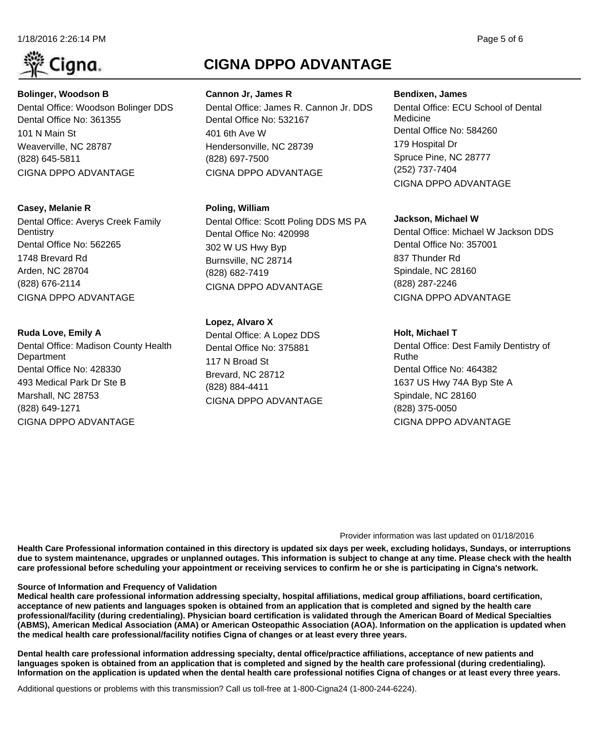# CIGNA DPPO ADVANTAGE

**Bolinger, Woodson B**
Dental Office: Woodson Bolinger DDS
Dental Office No: 361355
101 N Main St
Weaverville, NC 28787
(828) 645-5811
CIGNA DPPO ADVANTAGE

**Casey, Melanie R**
Dental Office: Averys Creek Family Dentistry
Dental Office No: 562265
1748 Brevard Rd
Arden, NC 28704
(828) 676-2114
CIGNA DPPO ADVANTAGE

**Ruda Love, Emily A**
Dental Office: Madison County Health Department
Dental Office No: 428330
493 Medical Park Dr Ste B
Marshall, NC 28753
(828) 649-1271
CIGNA DPPO ADVANTAGE

**Cannon Jr, James R**
Dental Office: James R. Cannon Jr. DDS
Dental Office No: 532167
401 6th Ave W
Hendersonville, NC 28739
(828) 697-7500
CIGNA DPPO ADVANTAGE

**Poling, William**
Dental Office: Scott Poling DDS MS PA
Dental Office No: 420998
302 W US Hwy Byp
Burnsville, NC 28714
(828) 682-7419
CIGNA DPPO ADVANTAGE

**Lopez, Alvaro X**
Dental Office: A Lopez DDS
Dental Office No: 375881
117 N Broad St
Brevard, NC 28712
(828) 884-4411
CIGNA DPPO ADVANTAGE

**Bendixen, James**
Dental Office: ECU School of Dental Medicine
Dental Office No: 584260
179 Hospital Dr
Spruce Pine, NC 28777
(252) 737-7404
CIGNA DPPO ADVANTAGE

**Jackson, Michael W**
Dental Office: Michael W Jackson DDS
Dental Office No: 357001
837 Thunder Rd
Spindale, NC 28160
(828) 287-2246
CIGNA DPPO ADVANTAGE

**Holt, Michael T**
Dental Office: Dest Family Dentistry of Ruthe
Dental Office No: 464382
1637 US Hwy 74A Byp Ste A
Spindale, NC 28160
(828) 375-0050
CIGNA DPPO ADVANTAGE

Provider information was last updated on 01/18/2016

**Health Care Professional information contained in this directory is updated six days per week, excluding holidays, Sundays, or interruptions due to system maintenance, upgrades or unplanned outages. This information is subject to change at any time. Please check with the health care professional before scheduling your appointment or receiving services to confirm he or she is participating in Cigna's network.**

**Source of Information and Frequency of Validation**
**Medical health care professional information addressing specialty, hospital affiliations, medical group affiliations, board certification, acceptance of new patients and languages spoken is obtained from an application that is completed and signed by the health care professional/facility (during credentialing). Physician board certification is validated through the American Board of Medical Specialties (ABMS), American Medical Association (AMA) or American Osteopathic Association (AOA). Information on the application is updated when the medical health care professional/facility notifies Cigna of changes or at least every three years.**

**Dental health care professional information addressing specialty, dental office/practice affiliations, acceptance of new patients and languages spoken is obtained from an application that is completed and signed by the health care professional (during credentialing). Information on the application is updated when the dental health care professional notifies Cigna of changes or at least every three years.**

Additional questions or problems with this transmission? Call us toll-free at 1-800-Cigna24 (1-800-244-6224).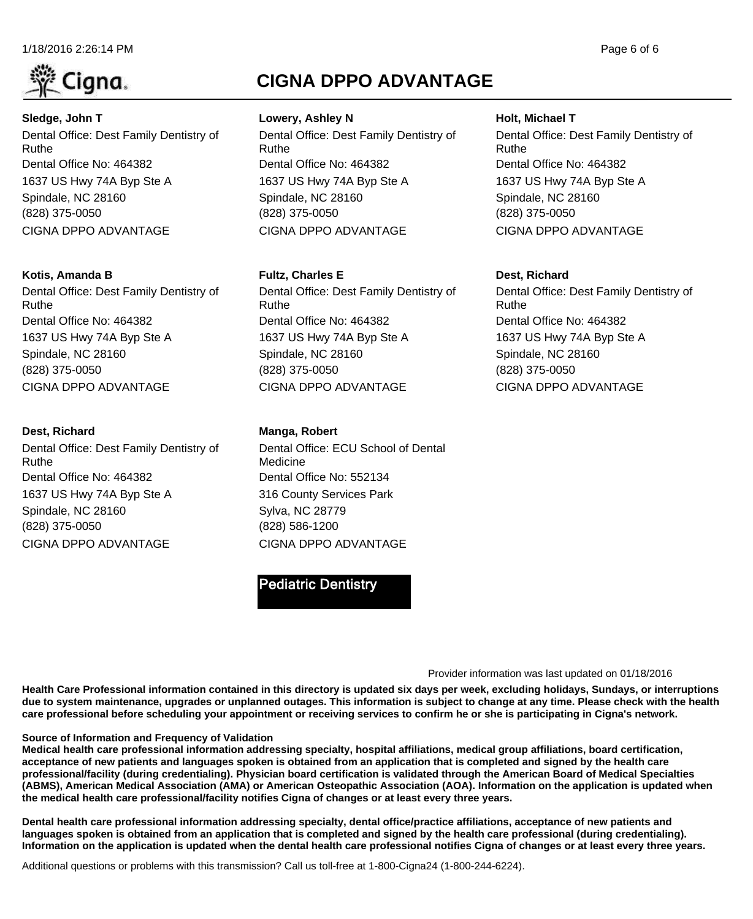# CIGNA DPPO ADVANTAGE

**Sledge, John T**
Dental Office: Dest Family Dentistry of Ruthe
Dental Office No: 464382
1637 US Hwy 74A Byp Ste A
Spindale, NC 28160
(828) 375-0050
CIGNA DPPO ADVANTAGE

**Lowery, Ashley N**
Dental Office: Dest Family Dentistry of Ruthe
Dental Office No: 464382
1637 US Hwy 74A Byp Ste A
Spindale, NC 28160
(828) 375-0050
CIGNA DPPO ADVANTAGE

**Holt, Michael T**
Dental Office: Dest Family Dentistry of Ruthe
Dental Office No: 464382
1637 US Hwy 74A Byp Ste A
Spindale, NC 28160
(828) 375-0050
CIGNA DPPO ADVANTAGE

**Kotis, Amanda B**
Dental Office: Dest Family Dentistry of Ruthe
Dental Office No: 464382
1637 US Hwy 74A Byp Ste A
Spindale, NC 28160
(828) 375-0050
CIGNA DPPO ADVANTAGE

**Fultz, Charles E**
Dental Office: Dest Family Dentistry of Ruthe
Dental Office No: 464382
1637 US Hwy 74A Byp Ste A
Spindale, NC 28160
(828) 375-0050
CIGNA DPPO ADVANTAGE

**Dest, Richard**
Dental Office: Dest Family Dentistry of Ruthe
Dental Office No: 464382
1637 US Hwy 74A Byp Ste A
Spindale, NC 28160
(828) 375-0050
CIGNA DPPO ADVANTAGE

**Dest, Richard**
Dental Office: Dest Family Dentistry of Ruthe
Dental Office No: 464382
1637 US Hwy 74A Byp Ste A
Spindale, NC 28160
(828) 375-0050
CIGNA DPPO ADVANTAGE

**Manga, Robert**
Dental Office: ECU School of Dental Medicine
Dental Office No: 552134
316 County Services Park
Sylva, NC 28779
(828) 586-1200
CIGNA DPPO ADVANTAGE

## Pediatric Dentistry

Provider information was last updated on 01/18/2016

**Health Care Professional information contained in this directory is updated six days per week, excluding holidays, Sundays, or interruptions due to system maintenance, upgrades or unplanned outages. This information is subject to change at any time. Please check with the health care professional before scheduling your appointment or receiving services to confirm he or she is participating in Cigna's network.**

**Source of Information and Frequency of Validation**
**Medical health care professional information addressing specialty, hospital affiliations, medical group affiliations, board certification, acceptance of new patients and languages spoken is obtained from an application that is completed and signed by the health care professional/facility (during credentialing). Physician board certification is validated through the American Board of Medical Specialties (ABMS), American Medical Association (AMA) or American Osteopathic Association (AOA). Information on the application is updated when the medical health care professional/facility notifies Cigna of changes or at least every three years.**

**Dental health care professional information addressing specialty, dental office/practice affiliations, acceptance of new patients and languages spoken is obtained from an application that is completed and signed by the health care professional (during credentialing). Information on the application is updated when the dental health care professional notifies Cigna of changes or at least every three years.**

Additional questions or problems with this transmission? Call us toll-free at 1-800-Cigna24 (1-800-244-6224).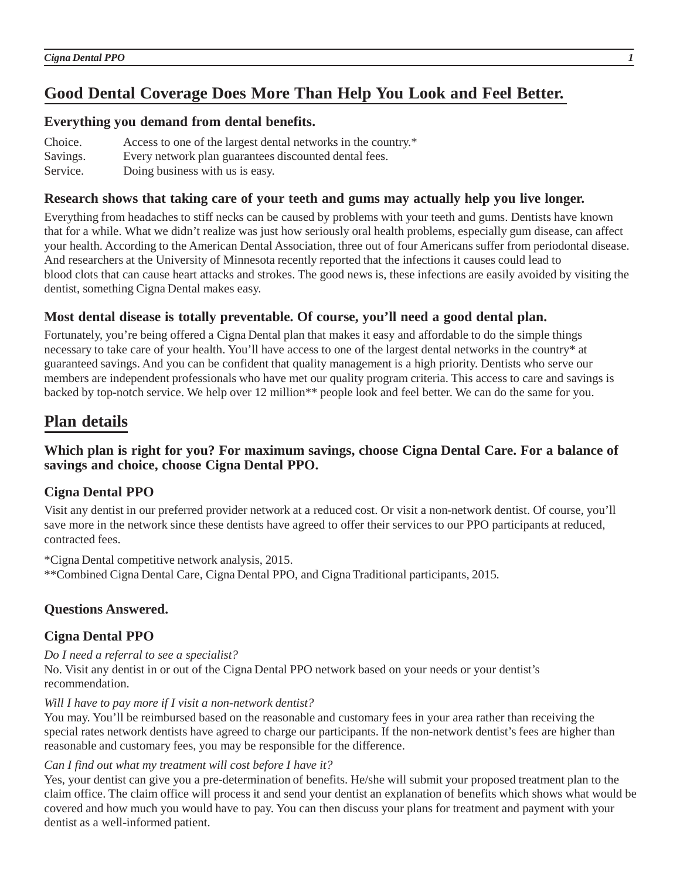# Good Dental Coverage Does More Than Help You Look and Feel Better.

### Everything you demand from dental benefits.

Choice. Access to one of the largest dental networks in the country.*
Savings. Every network plan guarantees discounted dental fees.
Service. Doing business with us is easy.

### Research shows that taking care of your teeth and gums may actually help you live longer.

Everything from headaches to stiff necks can be caused by problems with your teeth and gums. Dentists have known that for a while. What we didn't realize was just how seriously oral health problems, especially gum disease, can affect your health. According to the American Dental Association, three out of four Americans suffer from periodontal disease. And researchers at the University of Minnesota recently reported that the infections it causes could lead to blood clots that can cause heart attacks and strokes. The good news is, these infections are easily avoided by visiting the dentist, something Cigna Dental makes easy.

### Most dental disease is totally preventable. Of course, you'll need a good dental plan.

Fortunately, you're being offered a Cigna Dental plan that makes it easy and affordable to do the simple things necessary to take care of your health. You'll have access to one of the largest dental networks in the country* at guaranteed savings. And you can be confident that quality management is a high priority. Dentists who serve our members are independent professionals who have met our quality program criteria. This access to care and savings is backed by top-notch service. We help over 12 million** people look and feel better. We can do the same for you.

# Plan details

### Which plan is right for you? For maximum savings, choose Cigna Dental Care. For a balance of savings and choice, choose Cigna Dental PPO.

## Cigna Dental PPO

Visit any dentist in our preferred provider network at a reduced cost. Or visit a non-network dentist. Of course, you'll save more in the network since these dentists have agreed to offer their services to our PPO participants at reduced, contracted fees.

*Cigna Dental competitive network analysis, 2015.
**Combined Cigna Dental Care, Cigna Dental PPO, and Cigna Traditional participants, 2015.

### Questions Answered.

## Cigna Dental PPO

*Do I need a referral to see a specialist?*
No. Visit any dentist in or out of the Cigna Dental PPO network based on your needs or your dentist's recommendation.

*Will I have to pay more if I visit a non-network dentist?*
You may. You'll be reimbursed based on the reasonable and customary fees in your area rather than receiving the special rates network dentists have agreed to charge our participants. If the non-network dentist's fees are higher than reasonable and customary fees, you may be responsible for the difference.

*Can I find out what my treatment will cost before I have it?*
Yes, your dentist can give you a pre-determination of benefits. He/she will submit your proposed treatment plan to the claim office. The claim office will process it and send your dentist an explanation of benefits which shows what would be covered and how much you would have to pay. You can then discuss your plans for treatment and payment with your dentist as a well-informed patient.